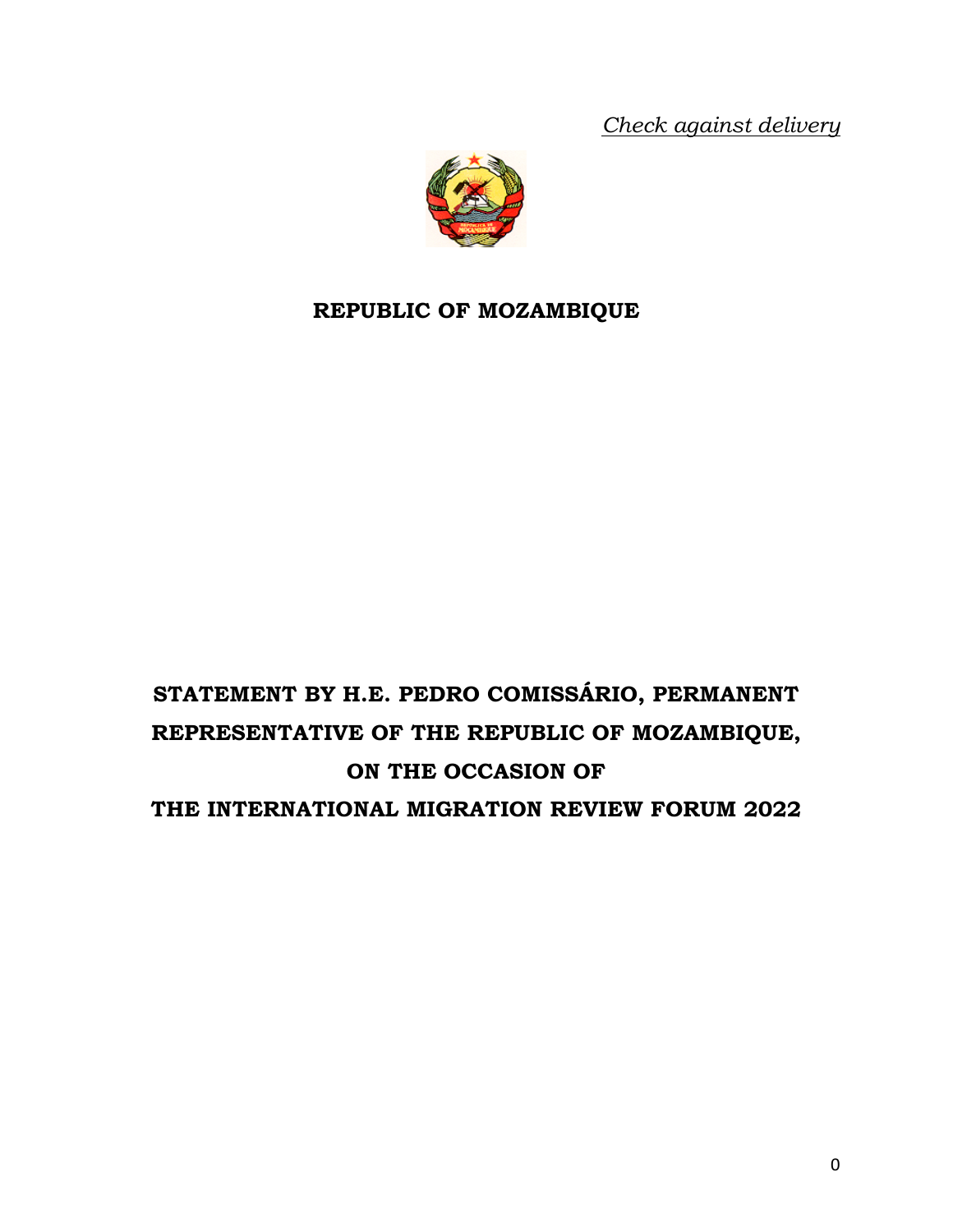*Check against delivery*

**REPUBLIC OF MOZAMBIQUE**

# STATEMENT BY H.E. PEDRO COMISSÁRIO, PERMANENT REPRESENTATIVE OF THE REPUBLIC OF MOZAMBIQUE, ON THE OCCASION OF THE INTERNATIONAL MIGRATION REVIEW FORUM 2022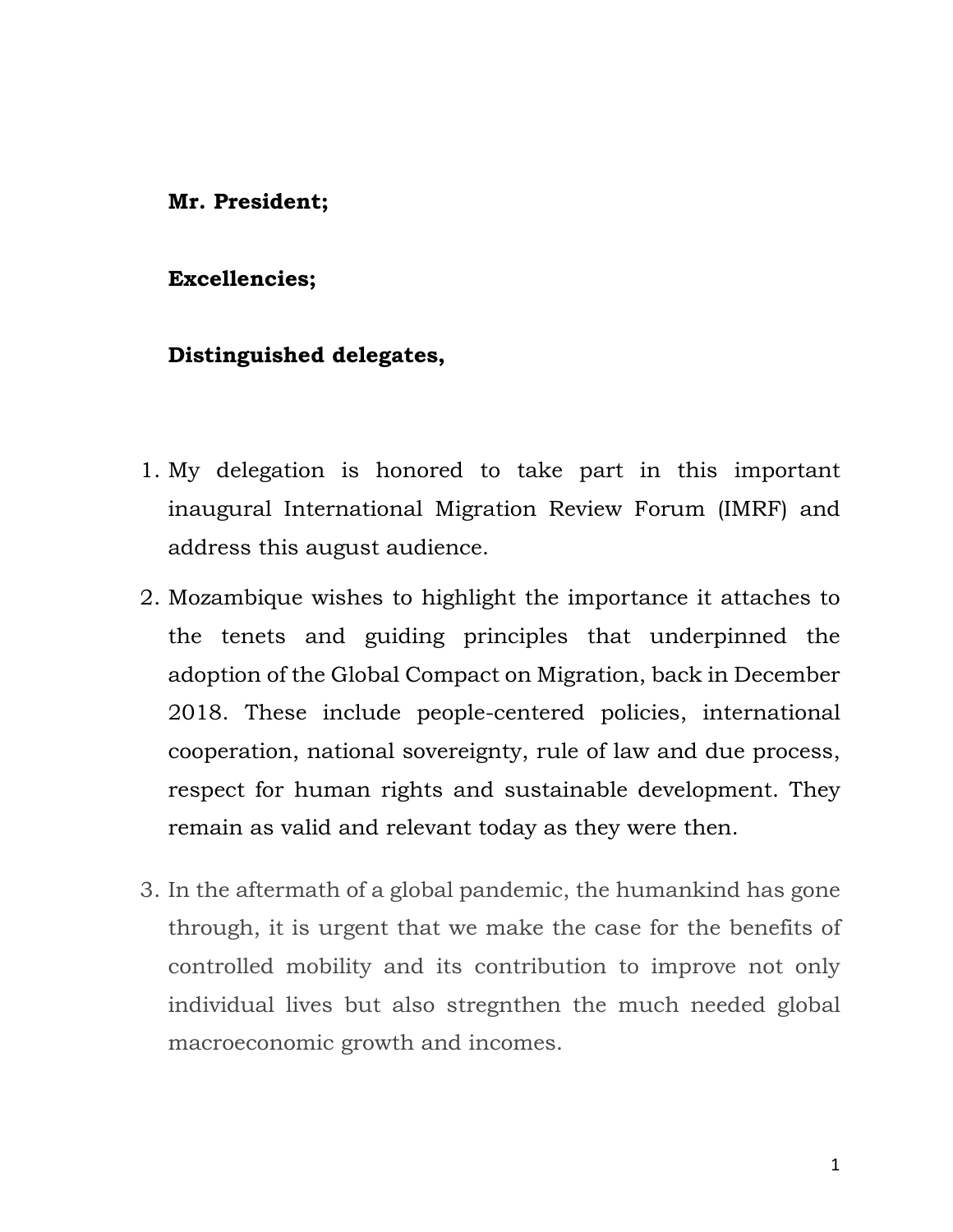**Mr. President;**

**Excellencies;**

**Distinguished delegates,**

1. My delegation is honored to take part in this important inaugural International Migration Review Forum (IMRF) and address this august audience.
2. Mozambique wishes to highlight the importance it attaches to the tenets and guiding principles that underpinned the adoption of the Global Compact on Migration, back in December 2018. These include people-centered policies, international cooperation, national sovereignty, rule of law and due process, respect for human rights and sustainable development. They remain as valid and relevant today as they were then.
3. In the aftermath of a global pandemic, the humankind has gone through, it is urgent that we make the case for the benefits of controlled mobility and its contribution to improve not only individual lives but also stregnthen the much needed global macroeconomic growth and incomes.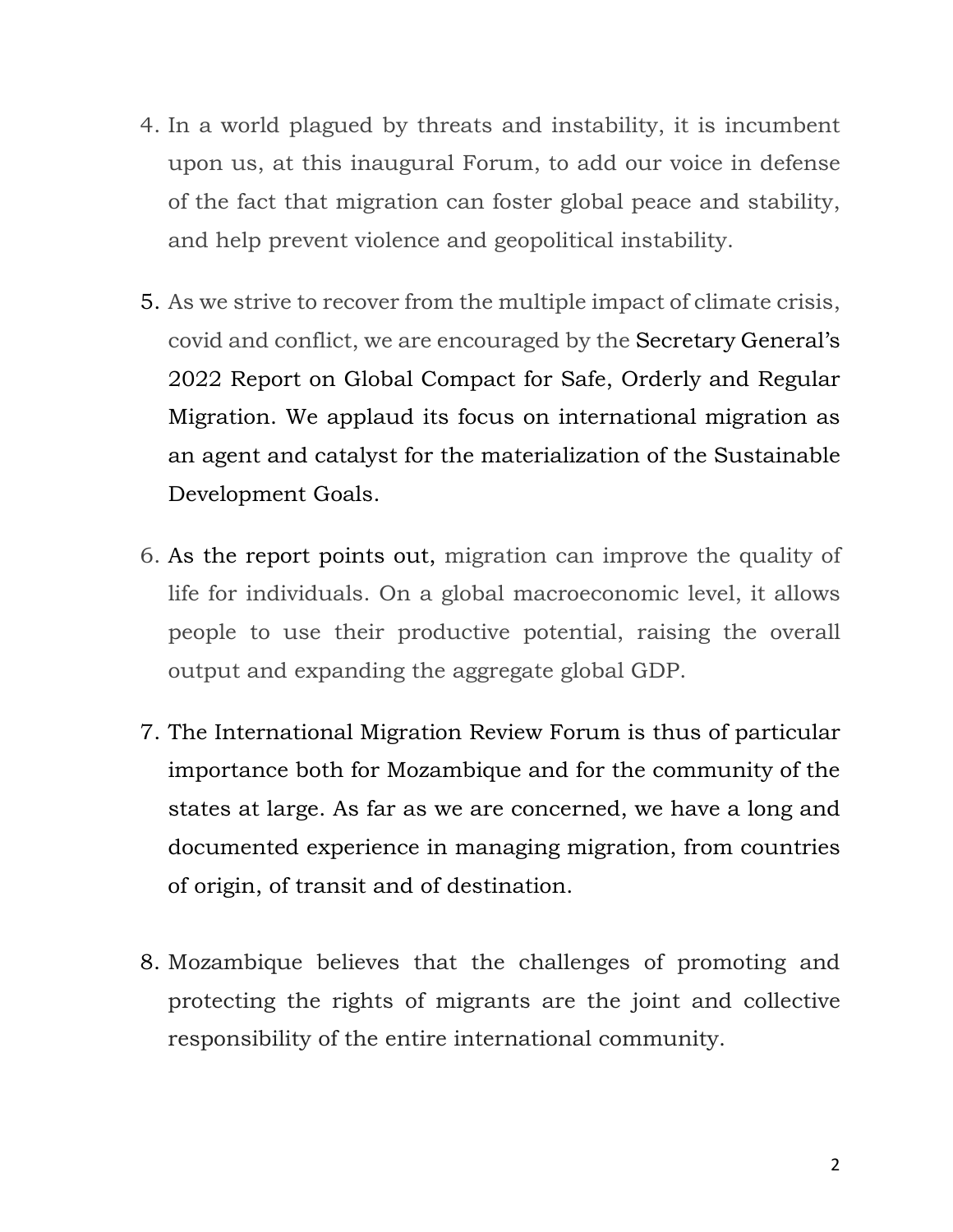4. In a world plagued by threats and instability, it is incumbent upon us, at this inaugural Forum, to add our voice in defense of the fact that migration can foster global peace and stability, and help prevent violence and geopolitical instability.

5. As we strive to recover from the multiple impact of climate crisis, covid and conflict, we are encouraged by the Secretary General's 2022 Report on Global Compact for Safe, Orderly and Regular Migration. We applaud its focus on international migration as an agent and catalyst for the materialization of the Sustainable Development Goals.

6. As the report points out, migration can improve the quality of life for individuals. On a global macroeconomic level, it allows people to use their productive potential, raising the overall output and expanding the aggregate global GDP.

7. The International Migration Review Forum is thus of particular importance both for Mozambique and for the community of the states at large. As far as we are concerned, we have a long and documented experience in managing migration, from countries of origin, of transit and of destination.

8. Mozambique believes that the challenges of promoting and protecting the rights of migrants are the joint and collective responsibility of the entire international community.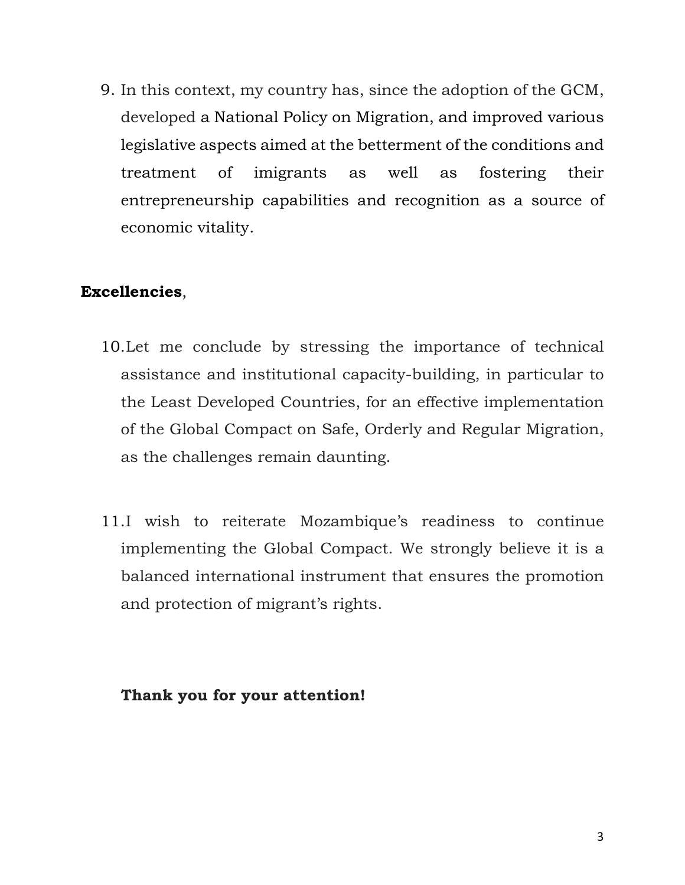9. In this context, my country has, since the adoption of the GCM, developed a National Policy on Migration, and improved various legislative aspects aimed at the betterment of the conditions and treatment of imigrants as well as fostering their entrepreneurship capabilities and recognition as a source of economic vitality.

**Excellencies**,

10. Let me conclude by stressing the importance of technical assistance and institutional capacity-building, in particular to the Least Developed Countries, for an effective implementation of the Global Compact on Safe, Orderly and Regular Migration, as the challenges remain daunting.

11. I wish to reiterate Mozambique's readiness to continue implementing the Global Compact. We strongly believe it is a balanced international instrument that ensures the promotion and protection of migrant's rights.

**Thank you for your attention!**